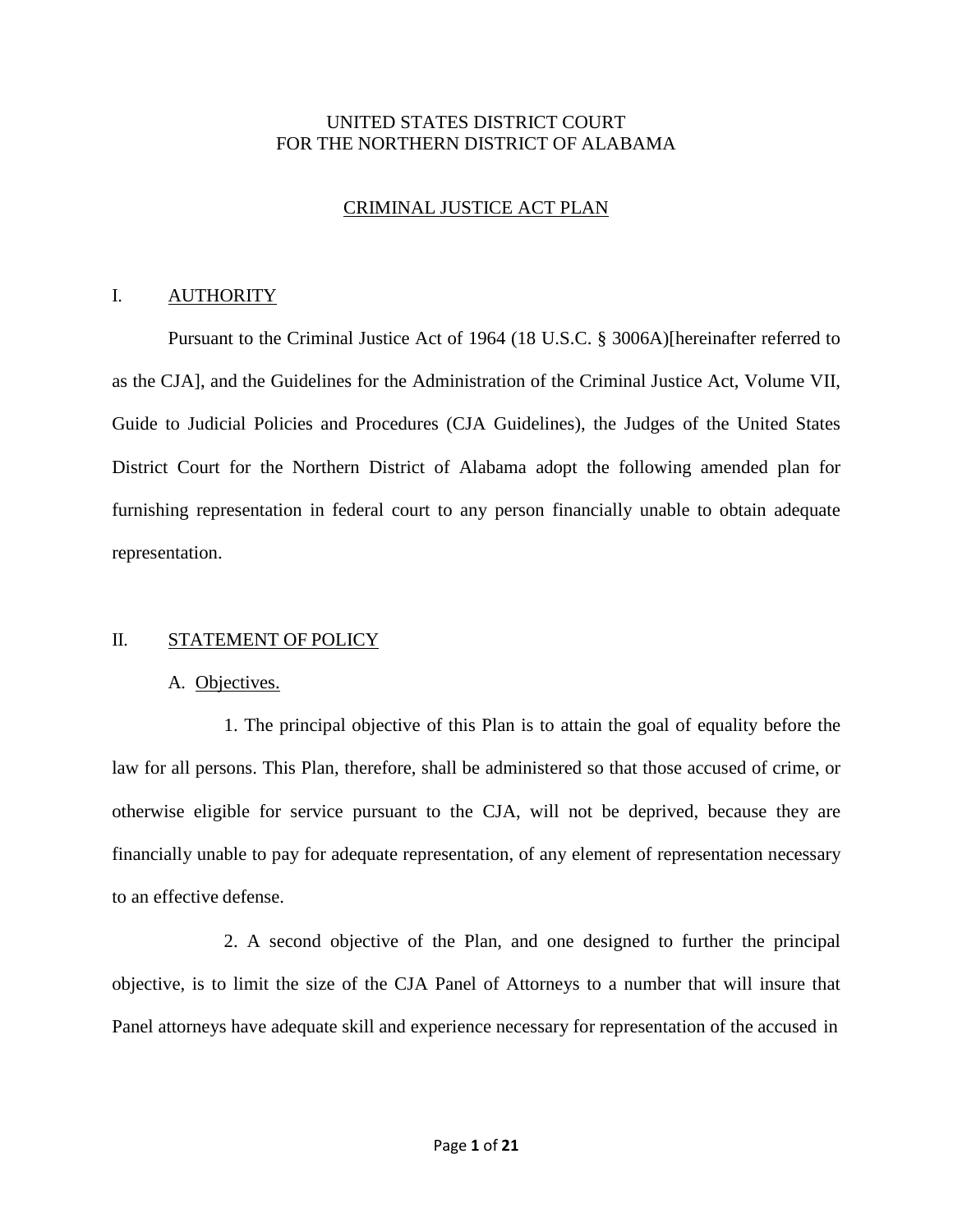UNITED STATES DISTRICT COURT
FOR THE NORTHERN DISTRICT OF ALABAMA

# CRIMINAL JUSTICE ACT PLAN

## I. AUTHORITY

Pursuant to the Criminal Justice Act of 1964 (18 U.S.C. § 3006A)[hereinafter referred to as the CJA], and the Guidelines for the Administration of the Criminal Justice Act, Volume VII, Guide to Judicial Policies and Procedures (CJA Guidelines), the Judges of the United States District Court for the Northern District of Alabama adopt the following amended plan for furnishing representation in federal court to any person financially unable to obtain adequate representation.

## II. STATEMENT OF POLICY

### A. Objectives.

1. The principal objective of this Plan is to attain the goal of equality before the law for all persons. This Plan, therefore, shall be administered so that those accused of crime, or otherwise eligible for service pursuant to the CJA, will not be deprived, because they are financially unable to pay for adequate representation, of any element of representation necessary to an effective defense.

2. A second objective of the Plan, and one designed to further the principal objective, is to limit the size of the CJA Panel of Attorneys to a number that will insure that Panel attorneys have adequate skill and experience necessary for representation of the accused in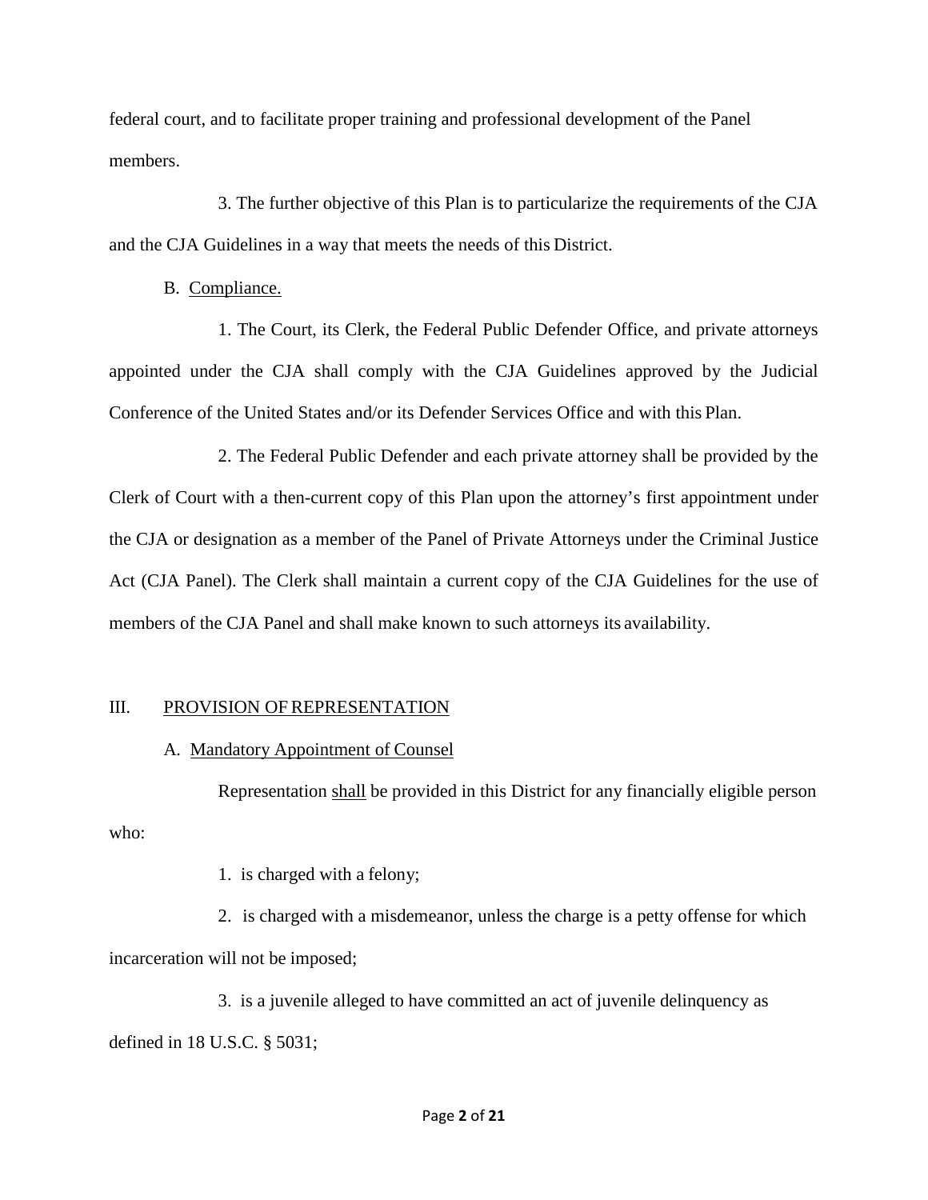federal court, and to facilitate proper training and professional development of the Panel members.

3. The further objective of this Plan is to particularize the requirements of the CJA and the CJA Guidelines in a way that meets the needs of this District.

B. <u>Compliance.</u>

1. The Court, its Clerk, the Federal Public Defender Office, and private attorneys appointed under the CJA shall comply with the CJA Guidelines approved by the Judicial Conference of the United States and/or its Defender Services Office and with this Plan.

2. The Federal Public Defender and each private attorney shall be provided by the Clerk of Court with a then-current copy of this Plan upon the attorney's first appointment under the CJA or designation as a member of the Panel of Private Attorneys under the Criminal Justice Act (CJA Panel). The Clerk shall maintain a current copy of the CJA Guidelines for the use of members of the CJA Panel and shall make known to such attorneys its availability.

## III. <u>PROVISION OF REPRESENTATION</u>

A. <u>Mandatory Appointment of Counsel</u>

Representation <u>shall</u> be provided in this District for any financially eligible person who:

1. is charged with a felony;

2. is charged with a misdemeanor, unless the charge is a petty offense for which incarceration will not be imposed;

3. is a juvenile alleged to have committed an act of juvenile delinquency as defined in 18 U.S.C. § 5031;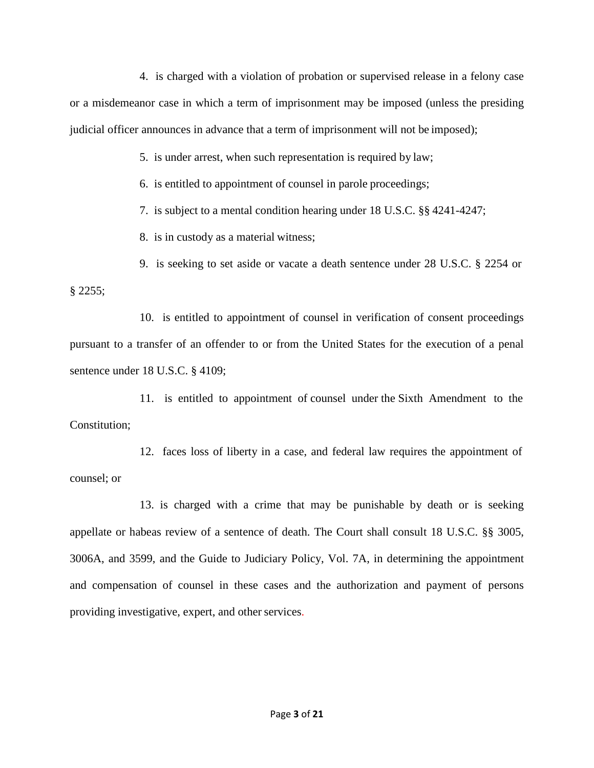4. is charged with a violation of probation or supervised release in a felony case or a misdemeanor case in which a term of imprisonment may be imposed (unless the presiding judicial officer announces in advance that a term of imprisonment will not be imposed);

5. is under arrest, when such representation is required by law;

6. is entitled to appointment of counsel in parole proceedings;

7. is subject to a mental condition hearing under 18 U.S.C. §§ 4241-4247;

8. is in custody as a material witness;

9. is seeking to set aside or vacate a death sentence under 28 U.S.C. § 2254 or § 2255;

10. is entitled to appointment of counsel in verification of consent proceedings pursuant to a transfer of an offender to or from the United States for the execution of a penal sentence under 18 U.S.C. § 4109;

11. is entitled to appointment of counsel under the Sixth Amendment to the Constitution;

12. faces loss of liberty in a case, and federal law requires the appointment of counsel; or

13. is charged with a crime that may be punishable by death or is seeking appellate or habeas review of a sentence of death. The Court shall consult 18 U.S.C. §§ 3005, 3006A, and 3599, and the Guide to Judiciary Policy, Vol. 7A, in determining the appointment and compensation of counsel in these cases and the authorization and payment of persons providing investigative, expert, and other services.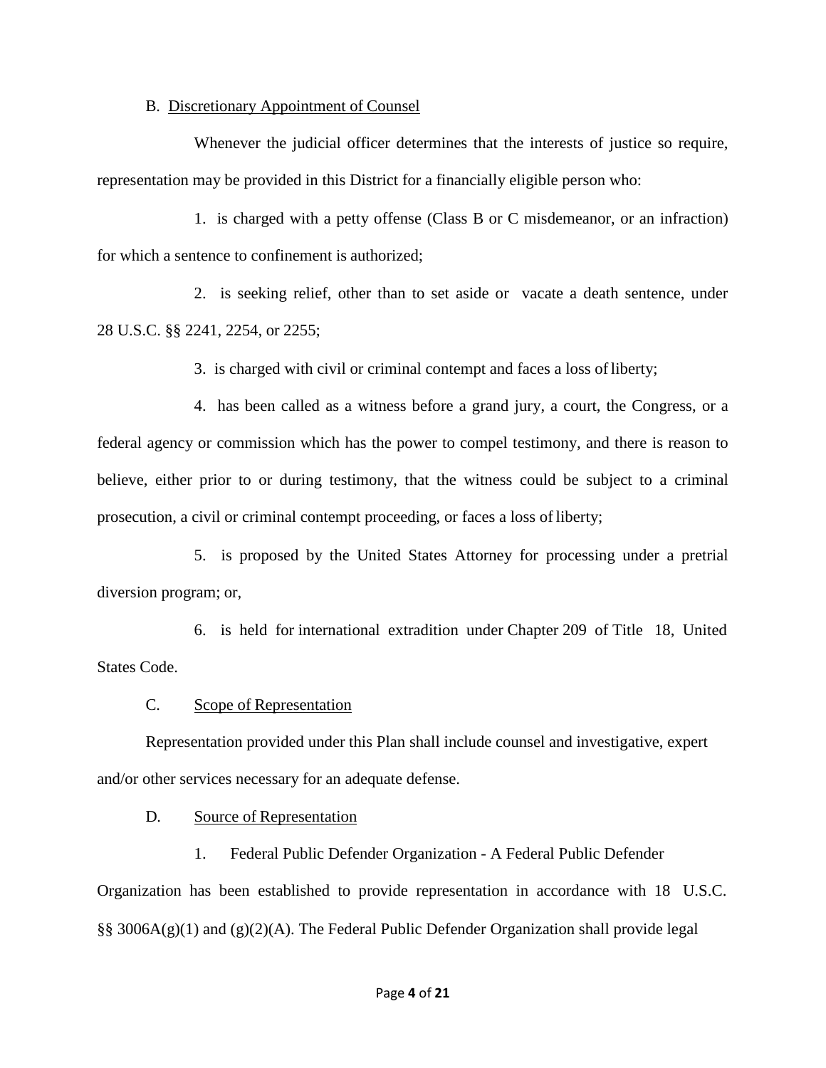B. Discretionary Appointment of Counsel

Whenever the judicial officer determines that the interests of justice so require, representation may be provided in this District for a financially eligible person who:

1. is charged with a petty offense (Class B or C misdemeanor, or an infraction) for which a sentence to confinement is authorized;

2. is seeking relief, other than to set aside or vacate a death sentence, under 28 U.S.C. §§ 2241, 2254, or 2255;

3. is charged with civil or criminal contempt and faces a loss of liberty;

4. has been called as a witness before a grand jury, a court, the Congress, or a federal agency or commission which has the power to compel testimony, and there is reason to believe, either prior to or during testimony, that the witness could be subject to a criminal prosecution, a civil or criminal contempt proceeding, or faces a loss of liberty;

5. is proposed by the United States Attorney for processing under a pretrial diversion program; or,

6. is held for international extradition under Chapter 209 of Title 18, United States Code.

C. Scope of Representation

Representation provided under this Plan shall include counsel and investigative, expert and/or other services necessary for an adequate defense.

D. Source of Representation

1. Federal Public Defender Organization - A Federal Public Defender Organization has been established to provide representation in accordance with 18 U.S.C. §§ 3006A(g)(1) and (g)(2)(A). The Federal Public Defender Organization shall provide legal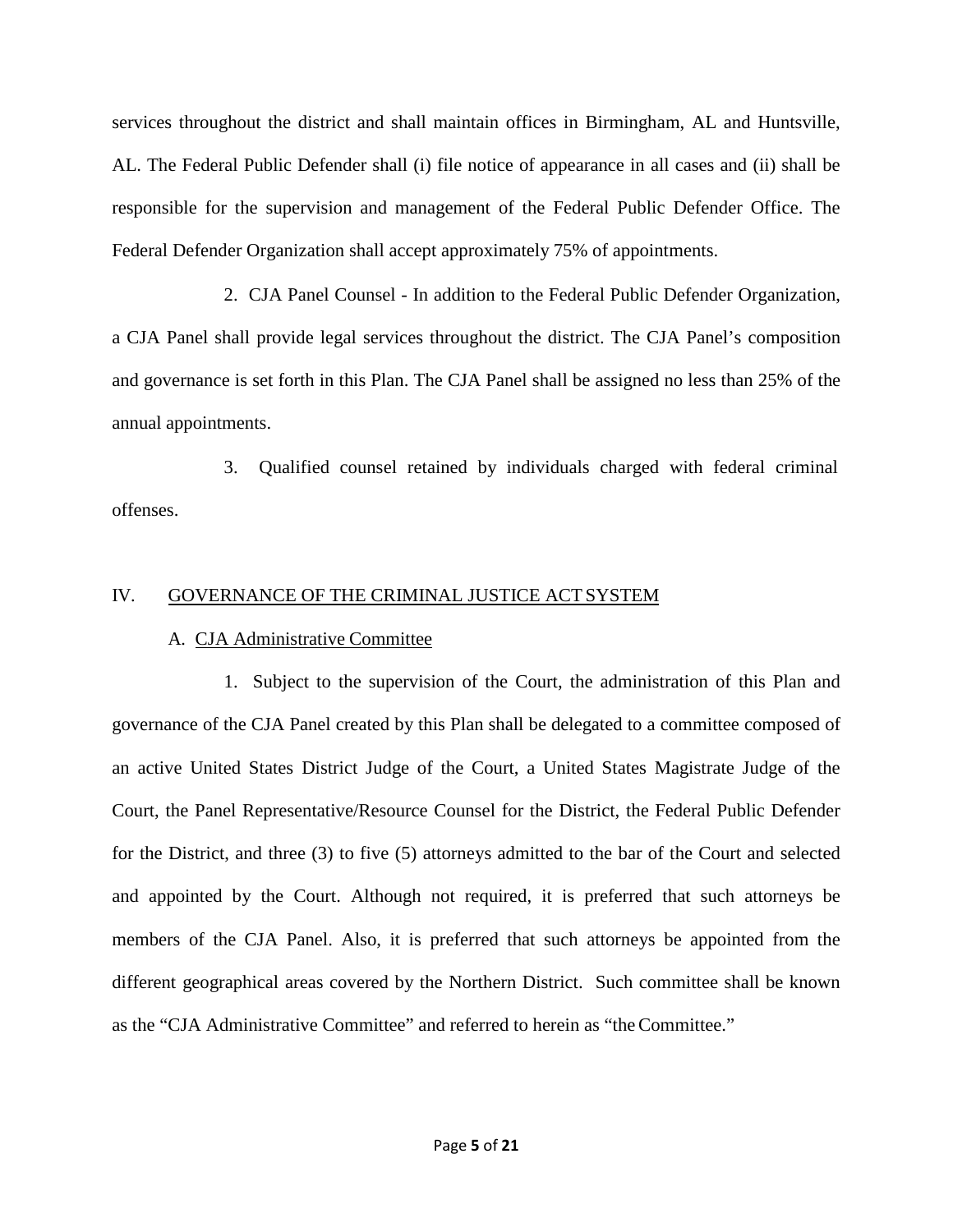services throughout the district and shall maintain offices in Birmingham, AL and Huntsville, AL. The Federal Public Defender shall (i) file notice of appearance in all cases and (ii) shall be responsible for the supervision and management of the Federal Public Defender Office. The Federal Defender Organization shall accept approximately 75% of appointments.

2. CJA Panel Counsel - In addition to the Federal Public Defender Organization, a CJA Panel shall provide legal services throughout the district. The CJA Panel's composition and governance is set forth in this Plan. The CJA Panel shall be assigned no less than 25% of the annual appointments.

3. Qualified counsel retained by individuals charged with federal criminal offenses.

## IV. GOVERNANCE OF THE CRIMINAL JUSTICE ACT SYSTEM

### A. CJA Administrative Committee

1. Subject to the supervision of the Court, the administration of this Plan and governance of the CJA Panel created by this Plan shall be delegated to a committee composed of an active United States District Judge of the Court, a United States Magistrate Judge of the Court, the Panel Representative/Resource Counsel for the District, the Federal Public Defender for the District, and three (3) to five (5) attorneys admitted to the bar of the Court and selected and appointed by the Court. Although not required, it is preferred that such attorneys be members of the CJA Panel. Also, it is preferred that such attorneys be appointed from the different geographical areas covered by the Northern District. Such committee shall be known as the "CJA Administrative Committee" and referred to herein as "the Committee."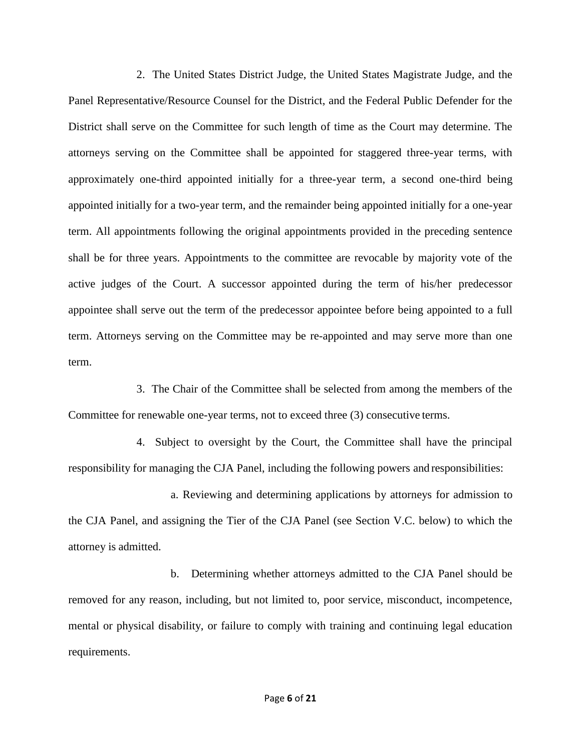2. The United States District Judge, the United States Magistrate Judge, and the Panel Representative/Resource Counsel for the District, and the Federal Public Defender for the District shall serve on the Committee for such length of time as the Court may determine. The attorneys serving on the Committee shall be appointed for staggered three-year terms, with approximately one-third appointed initially for a three-year term, a second one-third being appointed initially for a two-year term, and the remainder being appointed initially for a one-year term. All appointments following the original appointments provided in the preceding sentence shall be for three years. Appointments to the committee are revocable by majority vote of the active judges of the Court. A successor appointed during the term of his/her predecessor appointee shall serve out the term of the predecessor appointee before being appointed to a full term. Attorneys serving on the Committee may be re-appointed and may serve more than one term.

3. The Chair of the Committee shall be selected from among the members of the Committee for renewable one-year terms, not to exceed three (3) consecutive terms.

4. Subject to oversight by the Court, the Committee shall have the principal responsibility for managing the CJA Panel, including the following powers and responsibilities:

a. Reviewing and determining applications by attorneys for admission to the CJA Panel, and assigning the Tier of the CJA Panel (see Section V.C. below) to which the attorney is admitted.

b. Determining whether attorneys admitted to the CJA Panel should be removed for any reason, including, but not limited to, poor service, misconduct, incompetence, mental or physical disability, or failure to comply with training and continuing legal education requirements.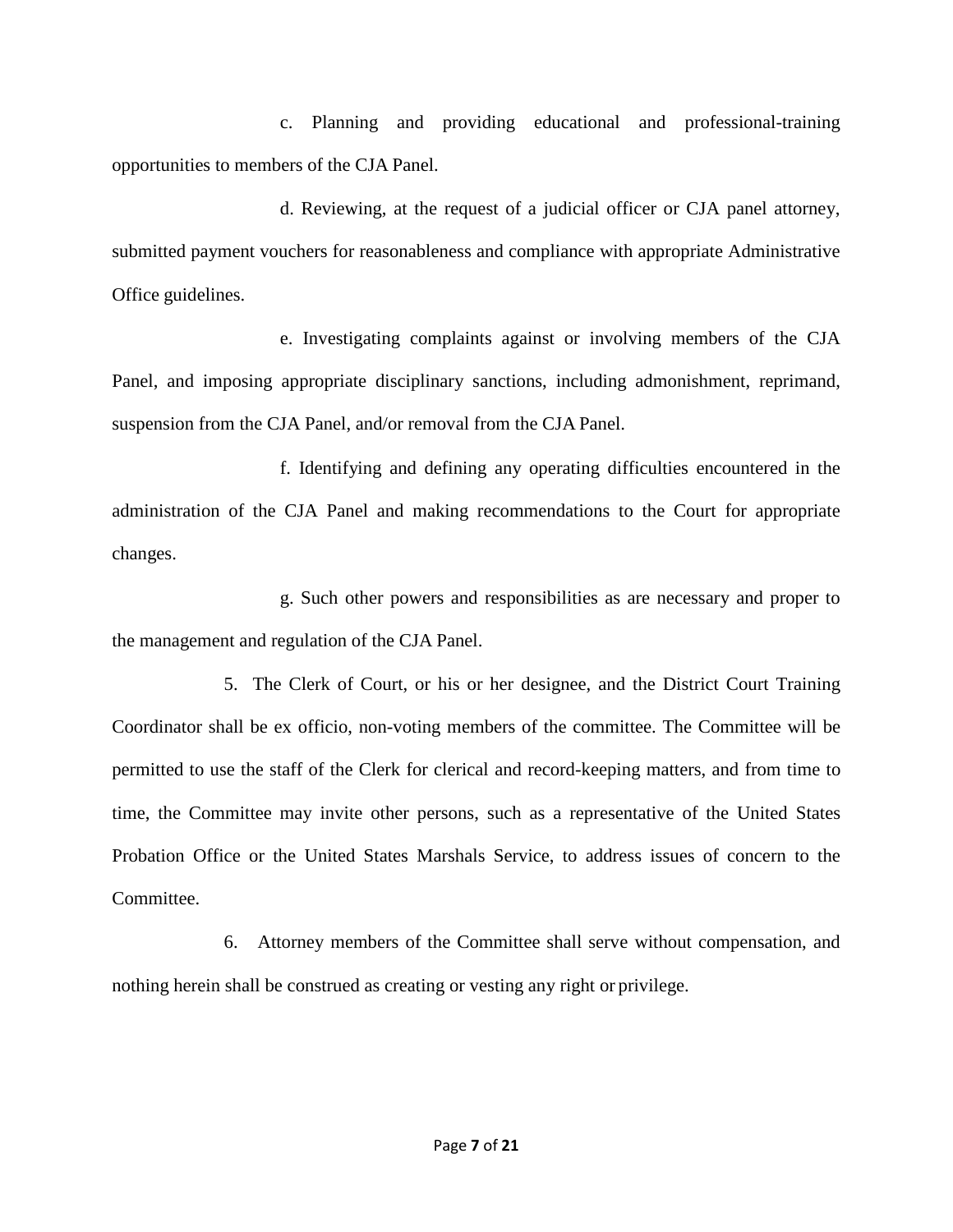c. Planning and providing educational and professional-training opportunities to members of the CJA Panel.

d. Reviewing, at the request of a judicial officer or CJA panel attorney, submitted payment vouchers for reasonableness and compliance with appropriate Administrative Office guidelines.

e. Investigating complaints against or involving members of the CJA Panel, and imposing appropriate disciplinary sanctions, including admonishment, reprimand, suspension from the CJA Panel, and/or removal from the CJA Panel.

f. Identifying and defining any operating difficulties encountered in the administration of the CJA Panel and making recommendations to the Court for appropriate changes.

g. Such other powers and responsibilities as are necessary and proper to the management and regulation of the CJA Panel.

5. The Clerk of Court, or his or her designee, and the District Court Training Coordinator shall be ex officio, non-voting members of the committee. The Committee will be permitted to use the staff of the Clerk for clerical and record-keeping matters, and from time to time, the Committee may invite other persons, such as a representative of the United States Probation Office or the United States Marshals Service, to address issues of concern to the Committee.

6. Attorney members of the Committee shall serve without compensation, and nothing herein shall be construed as creating or vesting any right or privilege.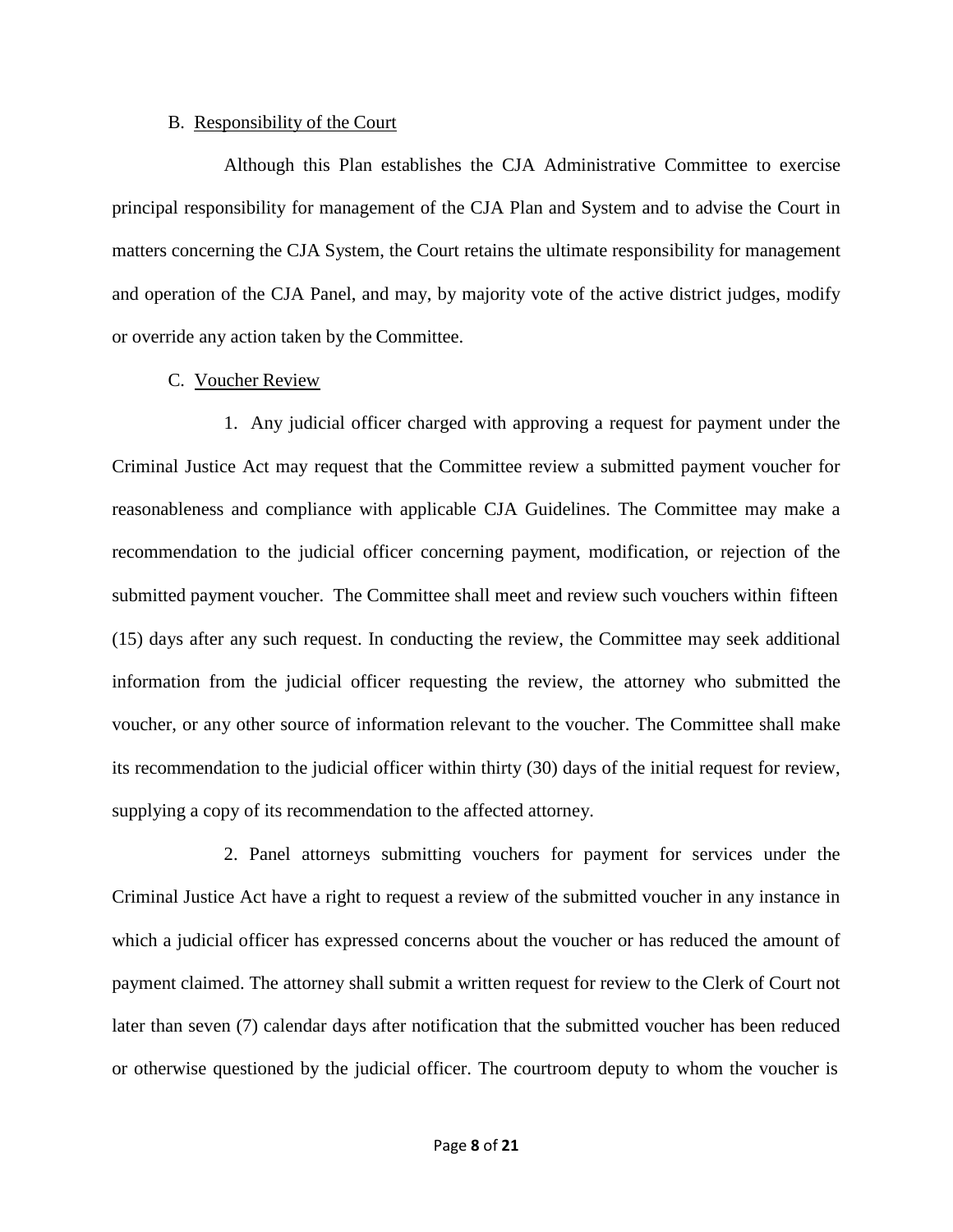B. Responsibility of the Court

Although this Plan establishes the CJA Administrative Committee to exercise principal responsibility for management of the CJA Plan and System and to advise the Court in matters concerning the CJA System, the Court retains the ultimate responsibility for management and operation of the CJA Panel, and may, by majority vote of the active district judges, modify or override any action taken by the Committee.

C. Voucher Review

1. Any judicial officer charged with approving a request for payment under the Criminal Justice Act may request that the Committee review a submitted payment voucher for reasonableness and compliance with applicable CJA Guidelines. The Committee may make a recommendation to the judicial officer concerning payment, modification, or rejection of the submitted payment voucher. The Committee shall meet and review such vouchers within fifteen (15) days after any such request. In conducting the review, the Committee may seek additional information from the judicial officer requesting the review, the attorney who submitted the voucher, or any other source of information relevant to the voucher. The Committee shall make its recommendation to the judicial officer within thirty (30) days of the initial request for review, supplying a copy of its recommendation to the affected attorney.

2. Panel attorneys submitting vouchers for payment for services under the Criminal Justice Act have a right to request a review of the submitted voucher in any instance in which a judicial officer has expressed concerns about the voucher or has reduced the amount of payment claimed. The attorney shall submit a written request for review to the Clerk of Court not later than seven (7) calendar days after notification that the submitted voucher has been reduced or otherwise questioned by the judicial officer. The courtroom deputy to whom the voucher is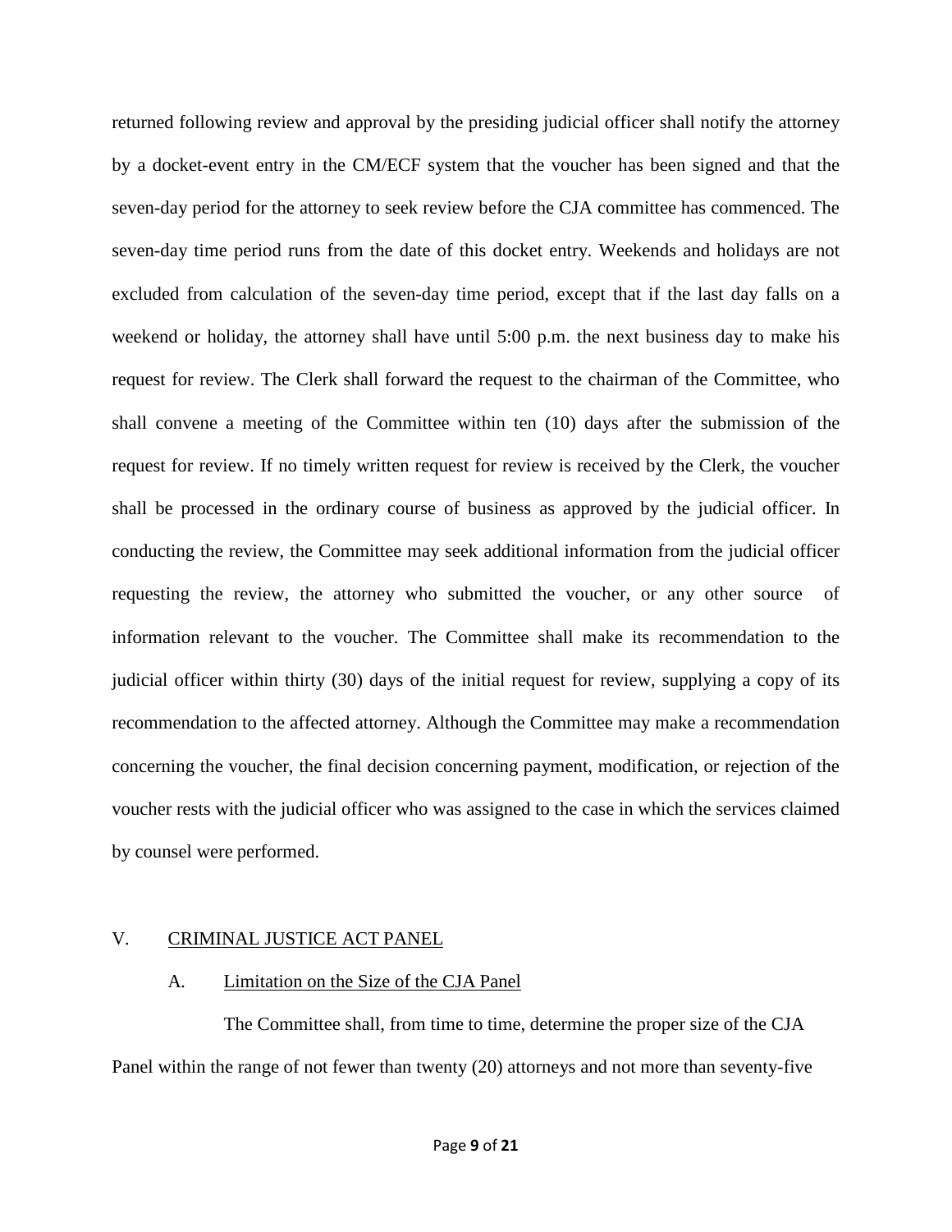returned following review and approval by the presiding judicial officer shall notify the attorney by a docket-event entry in the CM/ECF system that the voucher has been signed and that the seven-day period for the attorney to seek review before the CJA committee has commenced. The seven-day time period runs from the date of this docket entry. Weekends and holidays are not excluded from calculation of the seven-day time period, except that if the last day falls on a weekend or holiday, the attorney shall have until 5:00 p.m. the next business day to make his request for review. The Clerk shall forward the request to the chairman of the Committee, who shall convene a meeting of the Committee within ten (10) days after the submission of the request for review. If no timely written request for review is received by the Clerk, the voucher shall be processed in the ordinary course of business as approved by the judicial officer. In conducting the review, the Committee may seek additional information from the judicial officer requesting the review, the attorney who submitted the voucher, or any other source of information relevant to the voucher. The Committee shall make its recommendation to the judicial officer within thirty (30) days of the initial request for review, supplying a copy of its recommendation to the affected attorney. Although the Committee may make a recommendation concerning the voucher, the final decision concerning payment, modification, or rejection of the voucher rests with the judicial officer who was assigned to the case in which the services claimed by counsel were performed.

## V. CRIMINAL JUSTICE ACT PANEL

### A. Limitation on the Size of the CJA Panel

The Committee shall, from time to time, determine the proper size of the CJA Panel within the range of not fewer than twenty (20) attorneys and not more than seventy-five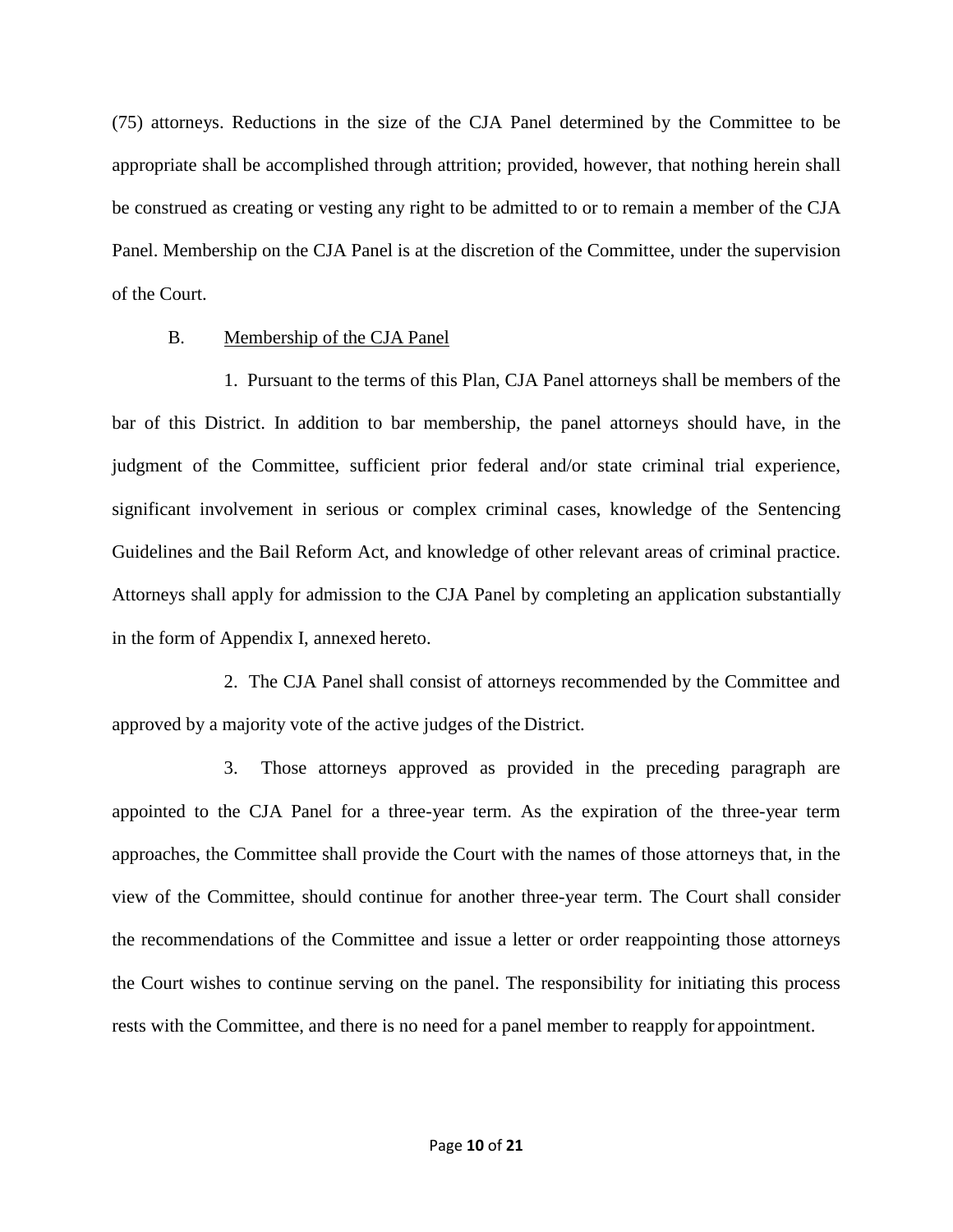(75) attorneys. Reductions in the size of the CJA Panel determined by the Committee to be appropriate shall be accomplished through attrition; provided, however, that nothing herein shall be construed as creating or vesting any right to be admitted to or to remain a member of the CJA Panel. Membership on the CJA Panel is at the discretion of the Committee, under the supervision of the Court.

B. Membership of the CJA Panel

1. Pursuant to the terms of this Plan, CJA Panel attorneys shall be members of the bar of this District. In addition to bar membership, the panel attorneys should have, in the judgment of the Committee, sufficient prior federal and/or state criminal trial experience, significant involvement in serious or complex criminal cases, knowledge of the Sentencing Guidelines and the Bail Reform Act, and knowledge of other relevant areas of criminal practice. Attorneys shall apply for admission to the CJA Panel by completing an application substantially in the form of Appendix I, annexed hereto.

2. The CJA Panel shall consist of attorneys recommended by the Committee and approved by a majority vote of the active judges of the District.

3. Those attorneys approved as provided in the preceding paragraph are appointed to the CJA Panel for a three-year term. As the expiration of the three-year term approaches, the Committee shall provide the Court with the names of those attorneys that, in the view of the Committee, should continue for another three-year term. The Court shall consider the recommendations of the Committee and issue a letter or order reappointing those attorneys the Court wishes to continue serving on the panel. The responsibility for initiating this process rests with the Committee, and there is no need for a panel member to reapply for appointment.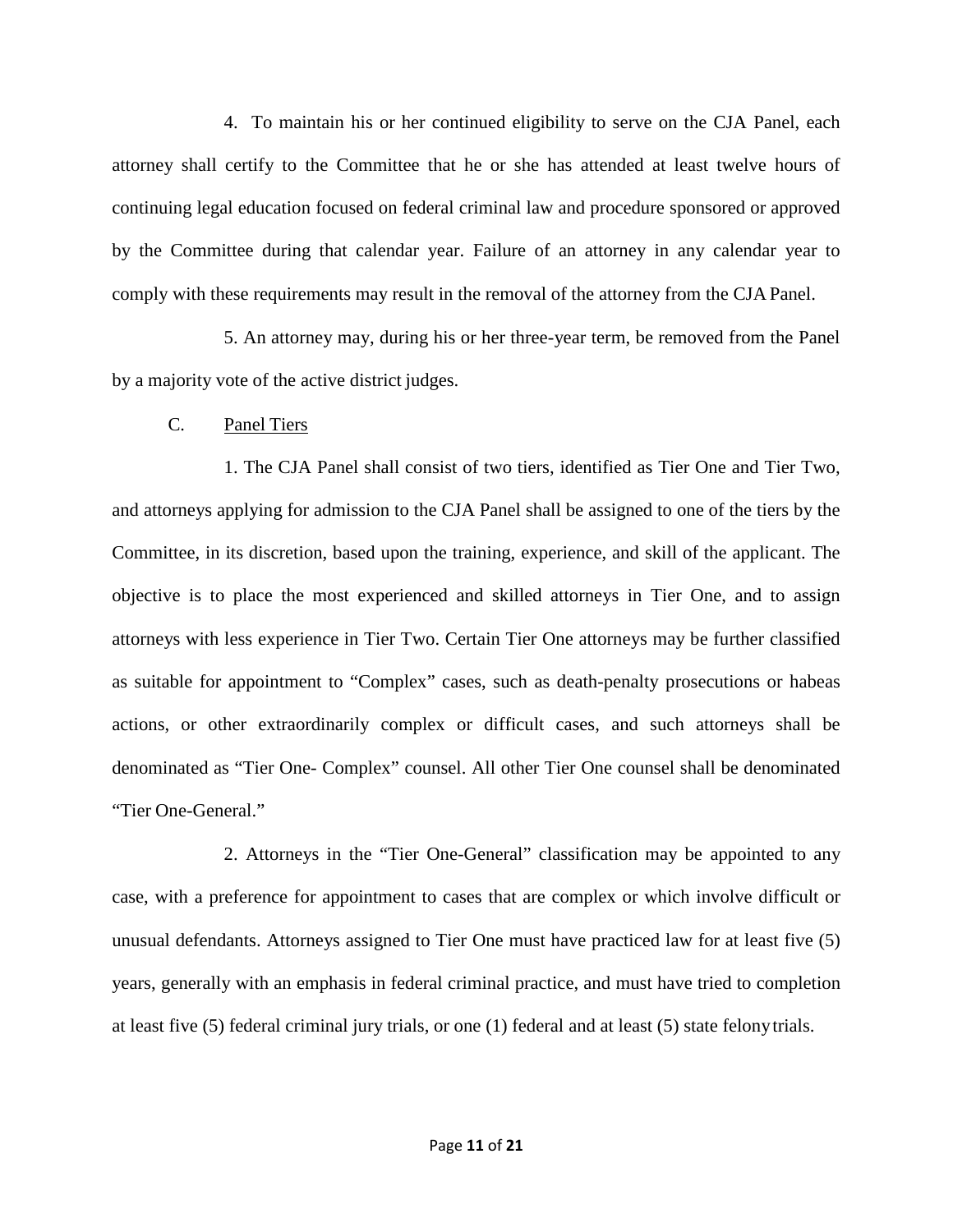4. To maintain his or her continued eligibility to serve on the CJA Panel, each attorney shall certify to the Committee that he or she has attended at least twelve hours of continuing legal education focused on federal criminal law and procedure sponsored or approved by the Committee during that calendar year. Failure of an attorney in any calendar year to comply with these requirements may result in the removal of the attorney from the CJA Panel.

5. An attorney may, during his or her three-year term, be removed from the Panel by a majority vote of the active district judges.

C. Panel Tiers

1. The CJA Panel shall consist of two tiers, identified as Tier One and Tier Two, and attorneys applying for admission to the CJA Panel shall be assigned to one of the tiers by the Committee, in its discretion, based upon the training, experience, and skill of the applicant. The objective is to place the most experienced and skilled attorneys in Tier One, and to assign attorneys with less experience in Tier Two. Certain Tier One attorneys may be further classified as suitable for appointment to "Complex" cases, such as death-penalty prosecutions or habeas actions, or other extraordinarily complex or difficult cases, and such attorneys shall be denominated as "Tier One- Complex" counsel. All other Tier One counsel shall be denominated "Tier One-General."

2. Attorneys in the "Tier One-General" classification may be appointed to any case, with a preference for appointment to cases that are complex or which involve difficult or unusual defendants. Attorneys assigned to Tier One must have practiced law for at least five (5) years, generally with an emphasis in federal criminal practice, and must have tried to completion at least five (5) federal criminal jury trials, or one (1) federal and at least (5) state felony trials.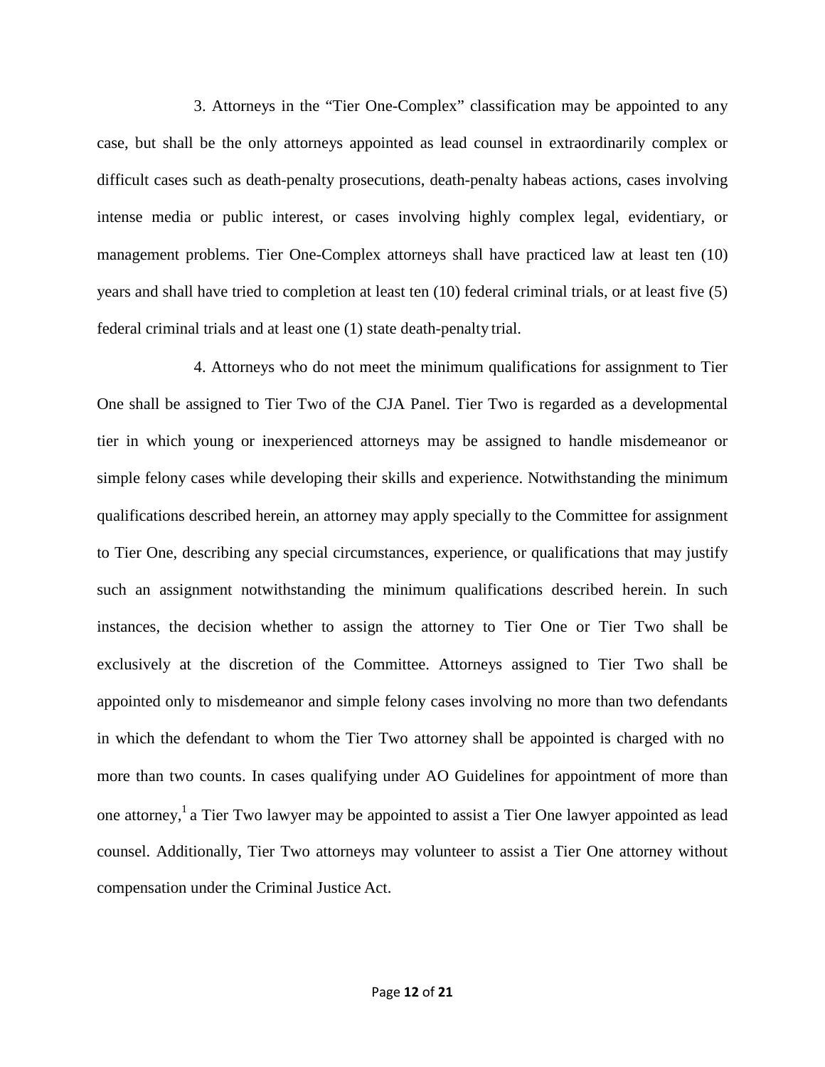3. Attorneys in the "Tier One-Complex" classification may be appointed to any case, but shall be the only attorneys appointed as lead counsel in extraordinarily complex or difficult cases such as death-penalty prosecutions, death-penalty habeas actions, cases involving intense media or public interest, or cases involving highly complex legal, evidentiary, or management problems. Tier One-Complex attorneys shall have practiced law at least ten (10) years and shall have tried to completion at least ten (10) federal criminal trials, or at least five (5) federal criminal trials and at least one (1) state death-penalty trial.

4. Attorneys who do not meet the minimum qualifications for assignment to Tier One shall be assigned to Tier Two of the CJA Panel. Tier Two is regarded as a developmental tier in which young or inexperienced attorneys may be assigned to handle misdemeanor or simple felony cases while developing their skills and experience. Notwithstanding the minimum qualifications described herein, an attorney may apply specially to the Committee for assignment to Tier One, describing any special circumstances, experience, or qualifications that may justify such an assignment notwithstanding the minimum qualifications described herein. In such instances, the decision whether to assign the attorney to Tier One or Tier Two shall be exclusively at the discretion of the Committee. Attorneys assigned to Tier Two shall be appointed only to misdemeanor and simple felony cases involving no more than two defendants in which the defendant to whom the Tier Two attorney shall be appointed is charged with no more than two counts. In cases qualifying under AO Guidelines for appointment of more than one attorney,[1] a Tier Two lawyer may be appointed to assist a Tier One lawyer appointed as lead counsel. Additionally, Tier Two attorneys may volunteer to assist a Tier One attorney without compensation under the Criminal Justice Act.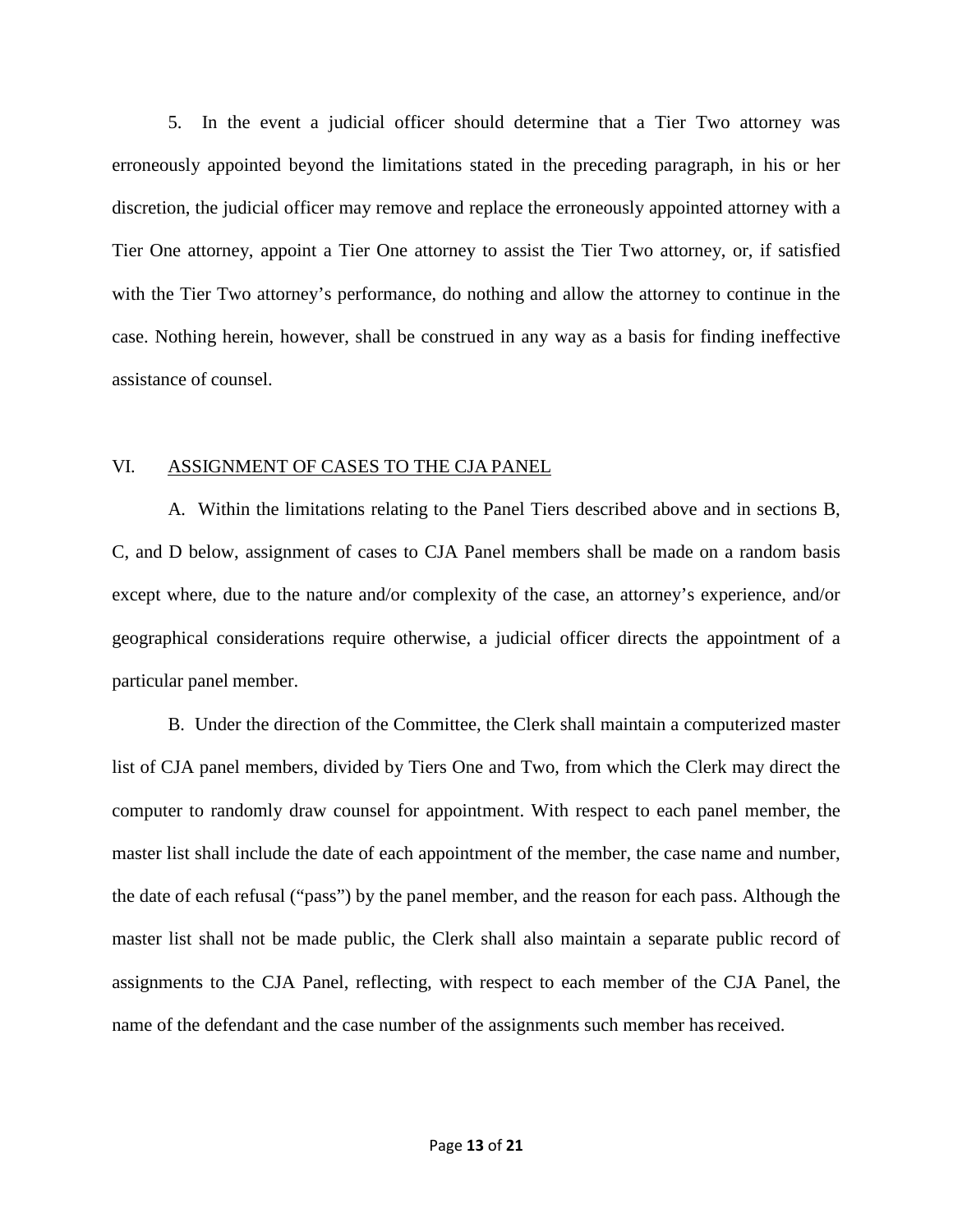5. In the event a judicial officer should determine that a Tier Two attorney was erroneously appointed beyond the limitations stated in the preceding paragraph, in his or her discretion, the judicial officer may remove and replace the erroneously appointed attorney with a Tier One attorney, appoint a Tier One attorney to assist the Tier Two attorney, or, if satisfied with the Tier Two attorney's performance, do nothing and allow the attorney to continue in the case. Nothing herein, however, shall be construed in any way as a basis for finding ineffective assistance of counsel.

## VI. ASSIGNMENT OF CASES TO THE CJA PANEL

A. Within the limitations relating to the Panel Tiers described above and in sections B, C, and D below, assignment of cases to CJA Panel members shall be made on a random basis except where, due to the nature and/or complexity of the case, an attorney's experience, and/or geographical considerations require otherwise, a judicial officer directs the appointment of a particular panel member.

B. Under the direction of the Committee, the Clerk shall maintain a computerized master list of CJA panel members, divided by Tiers One and Two, from which the Clerk may direct the computer to randomly draw counsel for appointment. With respect to each panel member, the master list shall include the date of each appointment of the member, the case name and number, the date of each refusal ("pass") by the panel member, and the reason for each pass. Although the master list shall not be made public, the Clerk shall also maintain a separate public record of assignments to the CJA Panel, reflecting, with respect to each member of the CJA Panel, the name of the defendant and the case number of the assignments such member has received.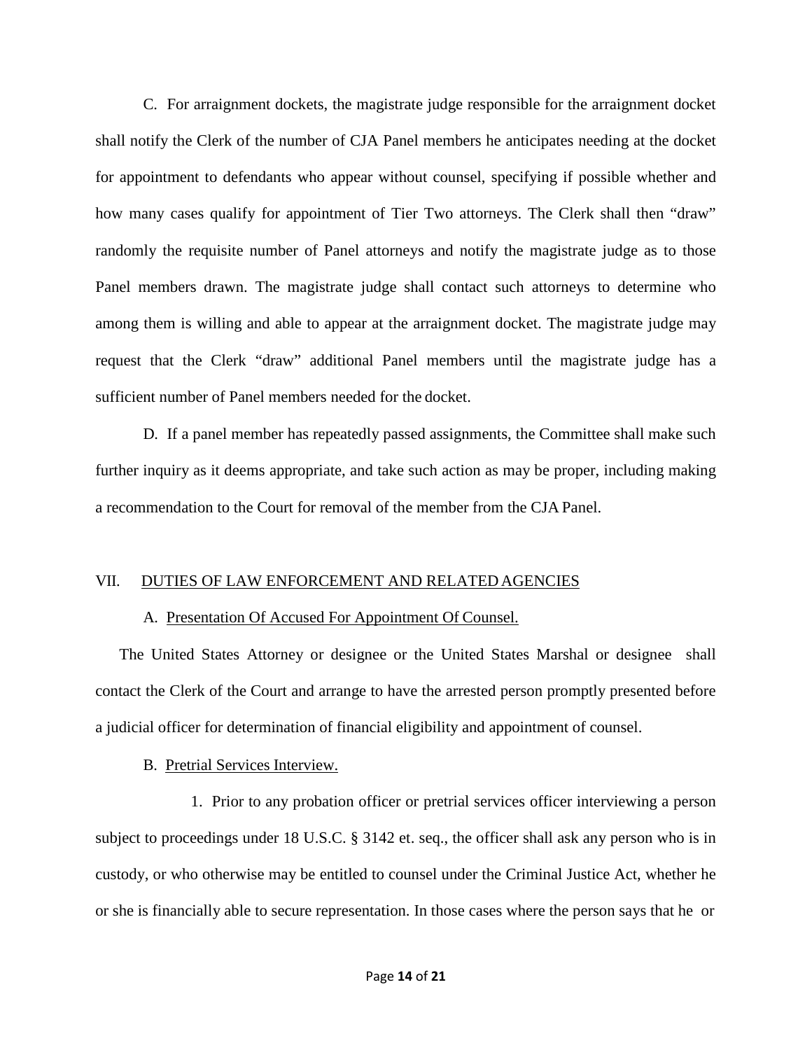C. For arraignment dockets, the magistrate judge responsible for the arraignment docket shall notify the Clerk of the number of CJA Panel members he anticipates needing at the docket for appointment to defendants who appear without counsel, specifying if possible whether and how many cases qualify for appointment of Tier Two attorneys. The Clerk shall then "draw" randomly the requisite number of Panel attorneys and notify the magistrate judge as to those Panel members drawn. The magistrate judge shall contact such attorneys to determine who among them is willing and able to appear at the arraignment docket. The magistrate judge may request that the Clerk "draw" additional Panel members until the magistrate judge has a sufficient number of Panel members needed for the docket.

D. If a panel member has repeatedly passed assignments, the Committee shall make such further inquiry as it deems appropriate, and take such action as may be proper, including making a recommendation to the Court for removal of the member from the CJA Panel.

## VII. DUTIES OF LAW ENFORCEMENT AND RELATED AGENCIES

### A. Presentation Of Accused For Appointment Of Counsel.

The United States Attorney or designee or the United States Marshal or designee shall contact the Clerk of the Court and arrange to have the arrested person promptly presented before a judicial officer for determination of financial eligibility and appointment of counsel.

### B. Pretrial Services Interview.

1. Prior to any probation officer or pretrial services officer interviewing a person subject to proceedings under 18 U.S.C. § 3142 et. seq., the officer shall ask any person who is in custody, or who otherwise may be entitled to counsel under the Criminal Justice Act, whether he or she is financially able to secure representation. In those cases where the person says that he or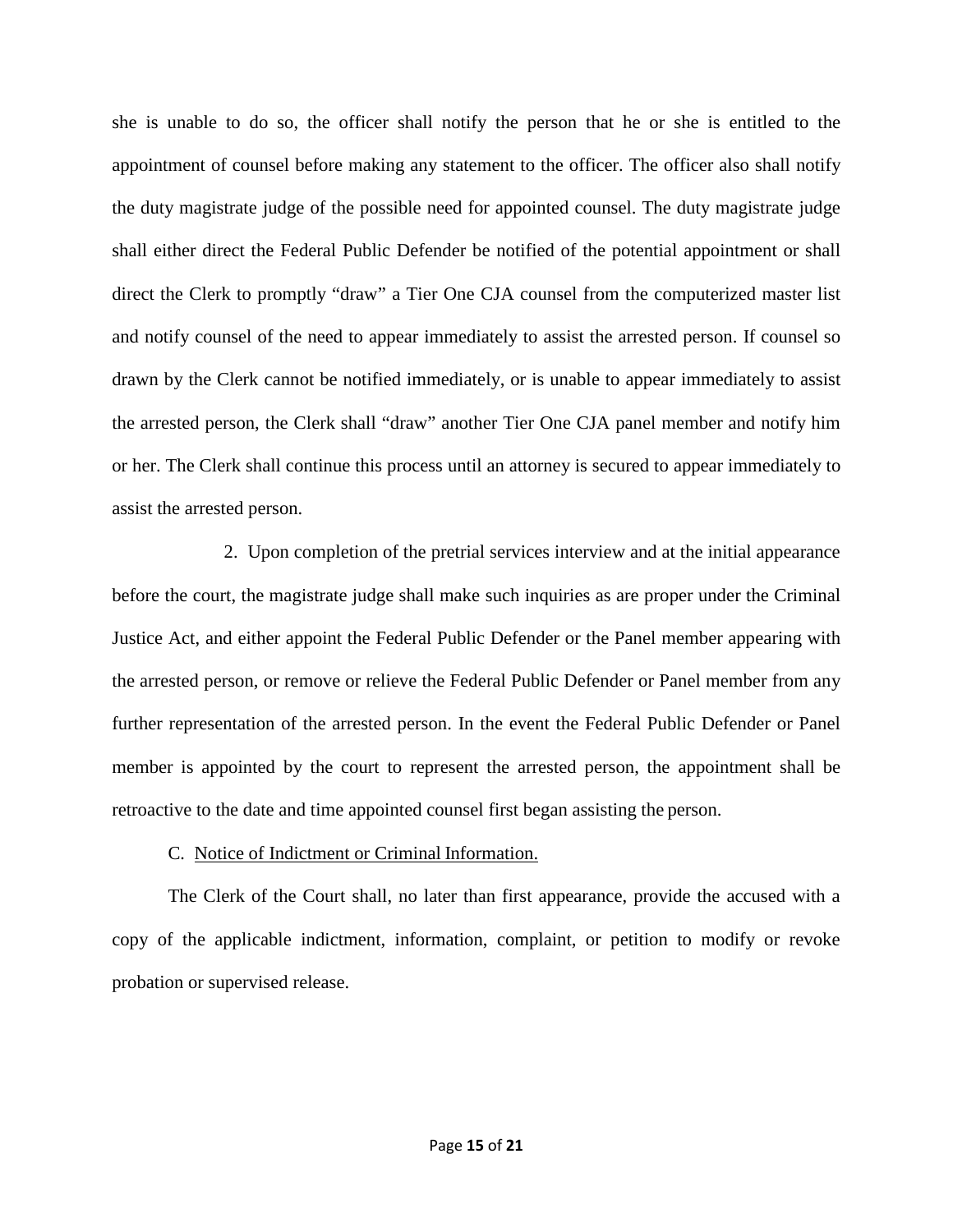she is unable to do so, the officer shall notify the person that he or she is entitled to the appointment of counsel before making any statement to the officer. The officer also shall notify the duty magistrate judge of the possible need for appointed counsel. The duty magistrate judge shall either direct the Federal Public Defender be notified of the potential appointment or shall direct the Clerk to promptly "draw" a Tier One CJA counsel from the computerized master list and notify counsel of the need to appear immediately to assist the arrested person. If counsel so drawn by the Clerk cannot be notified immediately, or is unable to appear immediately to assist the arrested person, the Clerk shall "draw" another Tier One CJA panel member and notify him or her. The Clerk shall continue this process until an attorney is secured to appear immediately to assist the arrested person.

2. Upon completion of the pretrial services interview and at the initial appearance before the court, the magistrate judge shall make such inquiries as are proper under the Criminal Justice Act, and either appoint the Federal Public Defender or the Panel member appearing with the arrested person, or remove or relieve the Federal Public Defender or Panel member from any further representation of the arrested person. In the event the Federal Public Defender or Panel member is appointed by the court to represent the arrested person, the appointment shall be retroactive to the date and time appointed counsel first began assisting the person.

C. <u>Notice of Indictment or Criminal Information.</u>

The Clerk of the Court shall, no later than first appearance, provide the accused with a copy of the applicable indictment, information, complaint, or petition to modify or revoke probation or supervised release.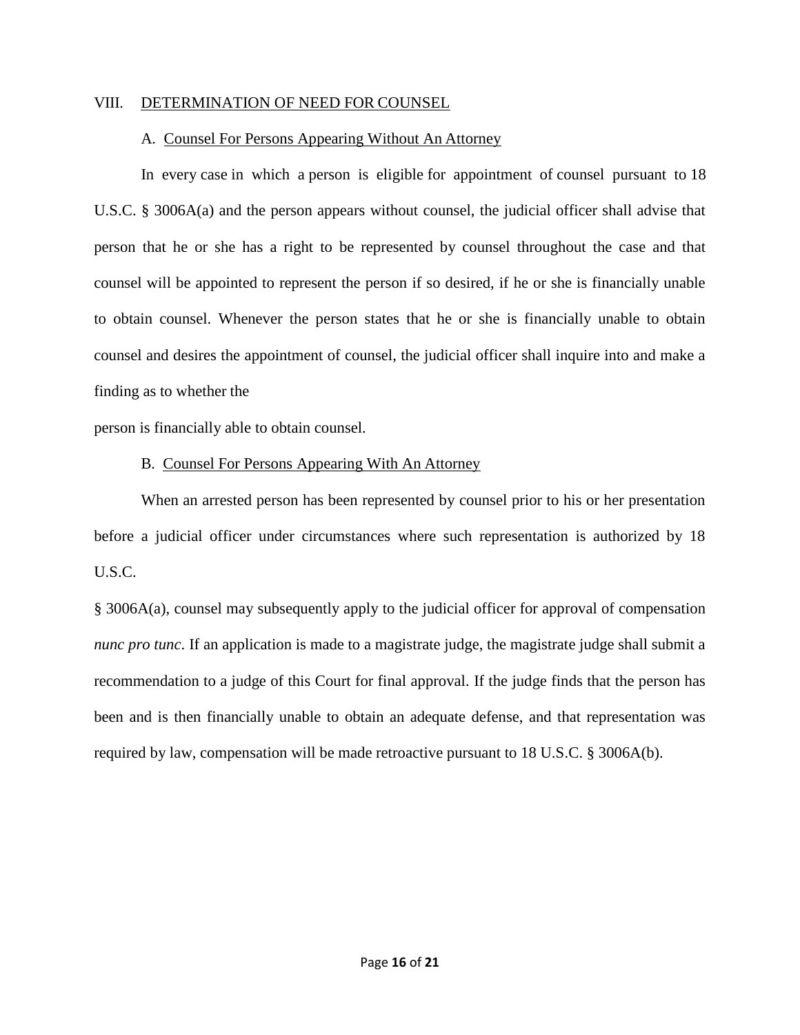## VIII. DETERMINATION OF NEED FOR COUNSEL

### A. Counsel For Persons Appearing Without An Attorney

In every case in which a person is eligible for appointment of counsel pursuant to 18 U.S.C. § 3006A(a) and the person appears without counsel, the judicial officer shall advise that person that he or she has a right to be represented by counsel throughout the case and that counsel will be appointed to represent the person if so desired, if he or she is financially unable to obtain counsel. Whenever the person states that he or she is financially unable to obtain counsel and desires the appointment of counsel, the judicial officer shall inquire into and make a finding as to whether the person is financially able to obtain counsel.

### B. Counsel For Persons Appearing With An Attorney

When an arrested person has been represented by counsel prior to his or her presentation before a judicial officer under circumstances where such representation is authorized by 18 U.S.C. § 3006A(a), counsel may subsequently apply to the judicial officer for approval of compensation *nunc pro tunc*. If an application is made to a magistrate judge, the magistrate judge shall submit a recommendation to a judge of this Court for final approval. If the judge finds that the person has been and is then financially unable to obtain an adequate defense, and that representation was required by law, compensation will be made retroactive pursuant to 18 U.S.C. § 3006A(b).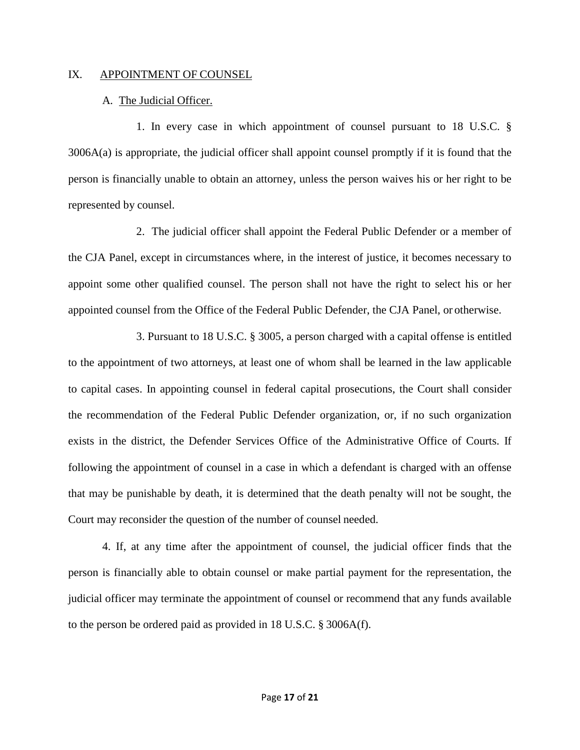## IX. APPOINTMENT OF COUNSEL

### A. The Judicial Officer.

1. In every case in which appointment of counsel pursuant to 18 U.S.C. § 3006A(a) is appropriate, the judicial officer shall appoint counsel promptly if it is found that the person is financially unable to obtain an attorney, unless the person waives his or her right to be represented by counsel.

2. The judicial officer shall appoint the Federal Public Defender or a member of the CJA Panel, except in circumstances where, in the interest of justice, it becomes necessary to appoint some other qualified counsel. The person shall not have the right to select his or her appointed counsel from the Office of the Federal Public Defender, the CJA Panel, or otherwise.

3. Pursuant to 18 U.S.C. § 3005, a person charged with a capital offense is entitled to the appointment of two attorneys, at least one of whom shall be learned in the law applicable to capital cases. In appointing counsel in federal capital prosecutions, the Court shall consider the recommendation of the Federal Public Defender organization, or, if no such organization exists in the district, the Defender Services Office of the Administrative Office of Courts. If following the appointment of counsel in a case in which a defendant is charged with an offense that may be punishable by death, it is determined that the death penalty will not be sought, the Court may reconsider the question of the number of counsel needed.

4. If, at any time after the appointment of counsel, the judicial officer finds that the person is financially able to obtain counsel or make partial payment for the representation, the judicial officer may terminate the appointment of counsel or recommend that any funds available to the person be ordered paid as provided in 18 U.S.C. § 3006A(f).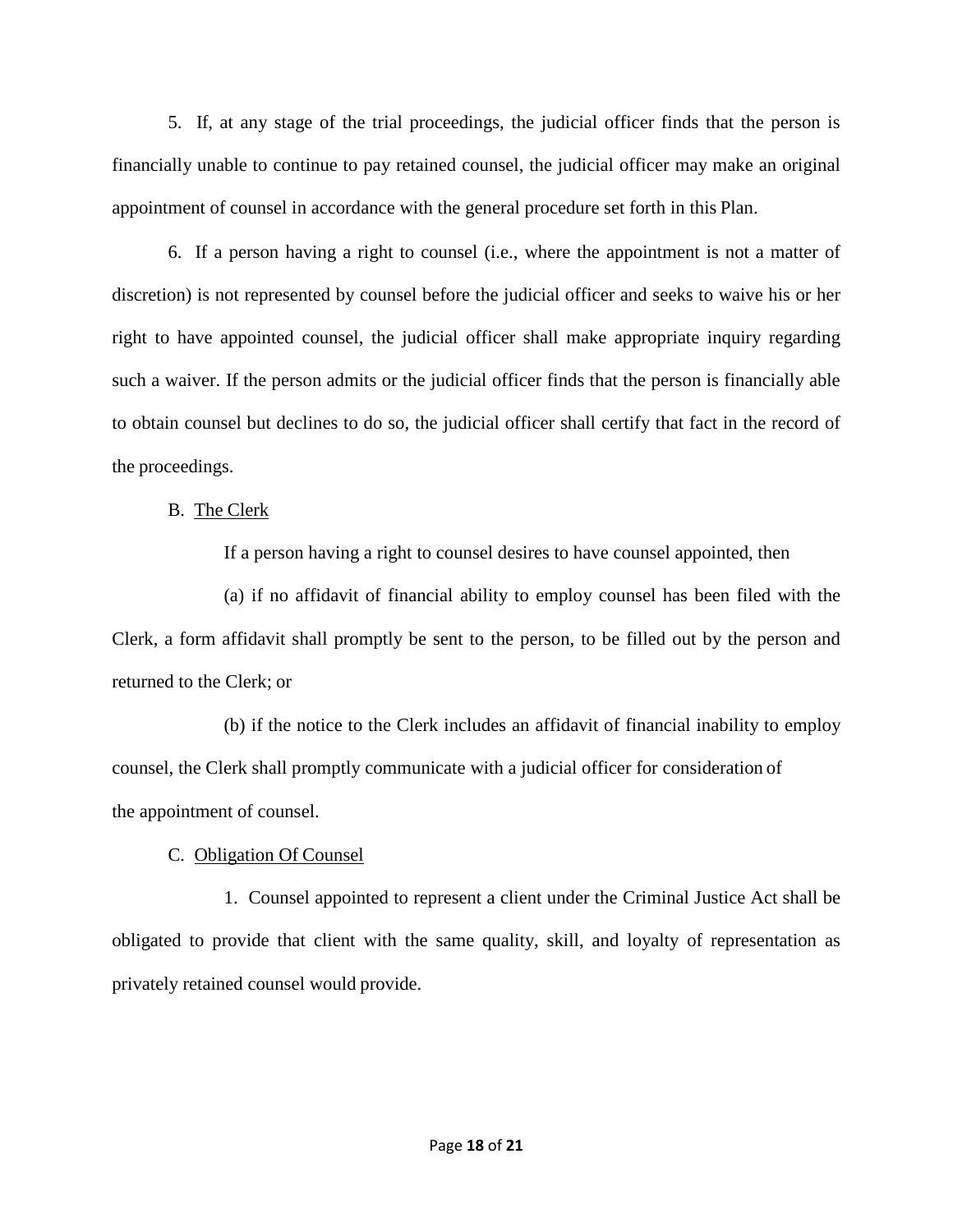5. If, at any stage of the trial proceedings, the judicial officer finds that the person is financially unable to continue to pay retained counsel, the judicial officer may make an original appointment of counsel in accordance with the general procedure set forth in this Plan.

6. If a person having a right to counsel (i.e., where the appointment is not a matter of discretion) is not represented by counsel before the judicial officer and seeks to waive his or her right to have appointed counsel, the judicial officer shall make appropriate inquiry regarding such a waiver. If the person admits or the judicial officer finds that the person is financially able to obtain counsel but declines to do so, the judicial officer shall certify that fact in the record of the proceedings.

B. The Clerk

If a person having a right to counsel desires to have counsel appointed, then

(a) if no affidavit of financial ability to employ counsel has been filed with the Clerk, a form affidavit shall promptly be sent to the person, to be filled out by the person and returned to the Clerk; or

(b) if the notice to the Clerk includes an affidavit of financial inability to employ counsel, the Clerk shall promptly communicate with a judicial officer for consideration of the appointment of counsel.

C. Obligation Of Counsel

1. Counsel appointed to represent a client under the Criminal Justice Act shall be obligated to provide that client with the same quality, skill, and loyalty of representation as privately retained counsel would provide.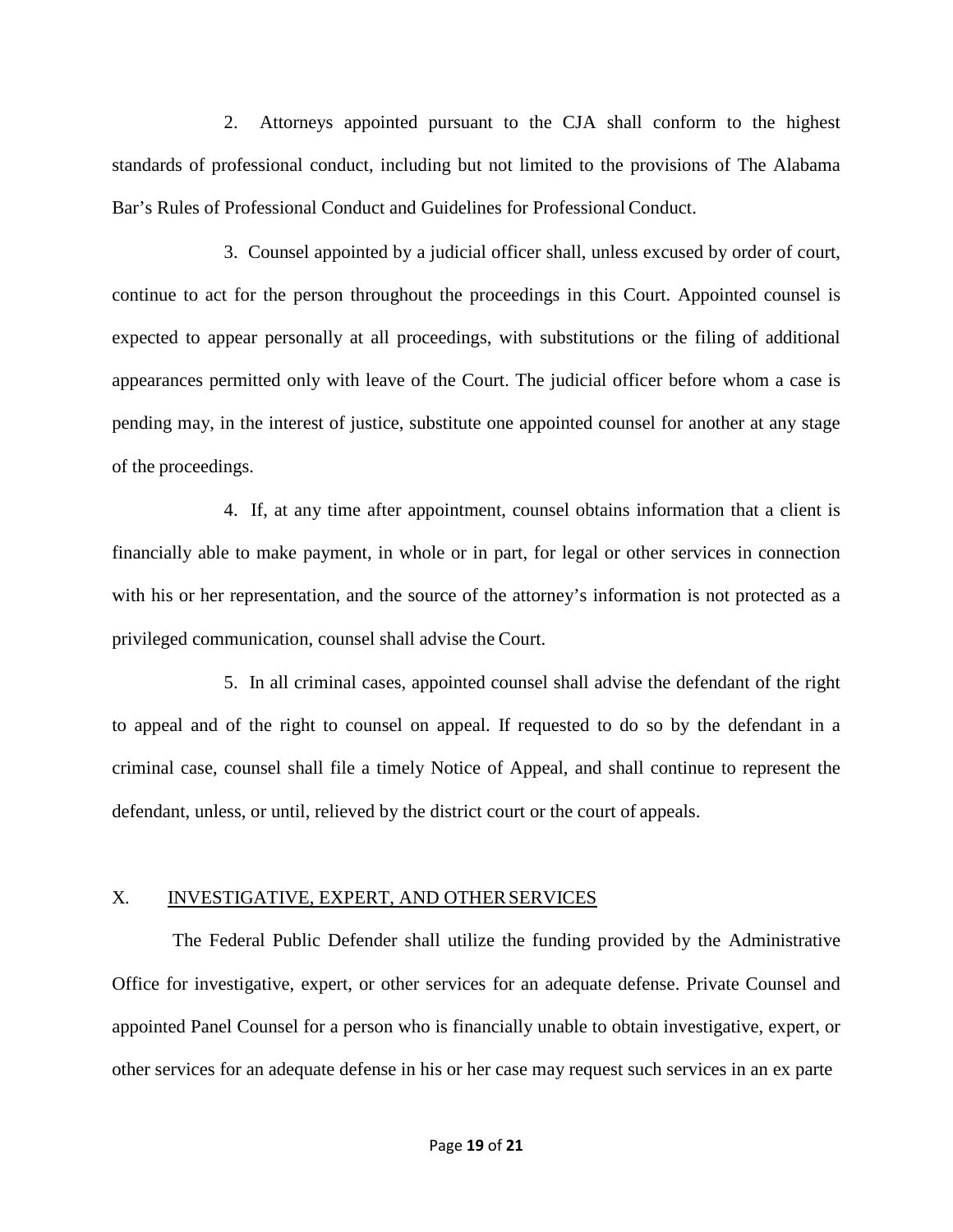2. Attorneys appointed pursuant to the CJA shall conform to the highest standards of professional conduct, including but not limited to the provisions of The Alabama Bar's Rules of Professional Conduct and Guidelines for Professional Conduct.

3. Counsel appointed by a judicial officer shall, unless excused by order of court, continue to act for the person throughout the proceedings in this Court. Appointed counsel is expected to appear personally at all proceedings, with substitutions or the filing of additional appearances permitted only with leave of the Court. The judicial officer before whom a case is pending may, in the interest of justice, substitute one appointed counsel for another at any stage of the proceedings.

4. If, at any time after appointment, counsel obtains information that a client is financially able to make payment, in whole or in part, for legal or other services in connection with his or her representation, and the source of the attorney's information is not protected as a privileged communication, counsel shall advise the Court.

5. In all criminal cases, appointed counsel shall advise the defendant of the right to appeal and of the right to counsel on appeal. If requested to do so by the defendant in a criminal case, counsel shall file a timely Notice of Appeal, and shall continue to represent the defendant, unless, or until, relieved by the district court or the court of appeals.

## X. INVESTIGATIVE, EXPERT, AND OTHER SERVICES

The Federal Public Defender shall utilize the funding provided by the Administrative Office for investigative, expert, or other services for an adequate defense. Private Counsel and appointed Panel Counsel for a person who is financially unable to obtain investigative, expert, or other services for an adequate defense in his or her case may request such services in an ex parte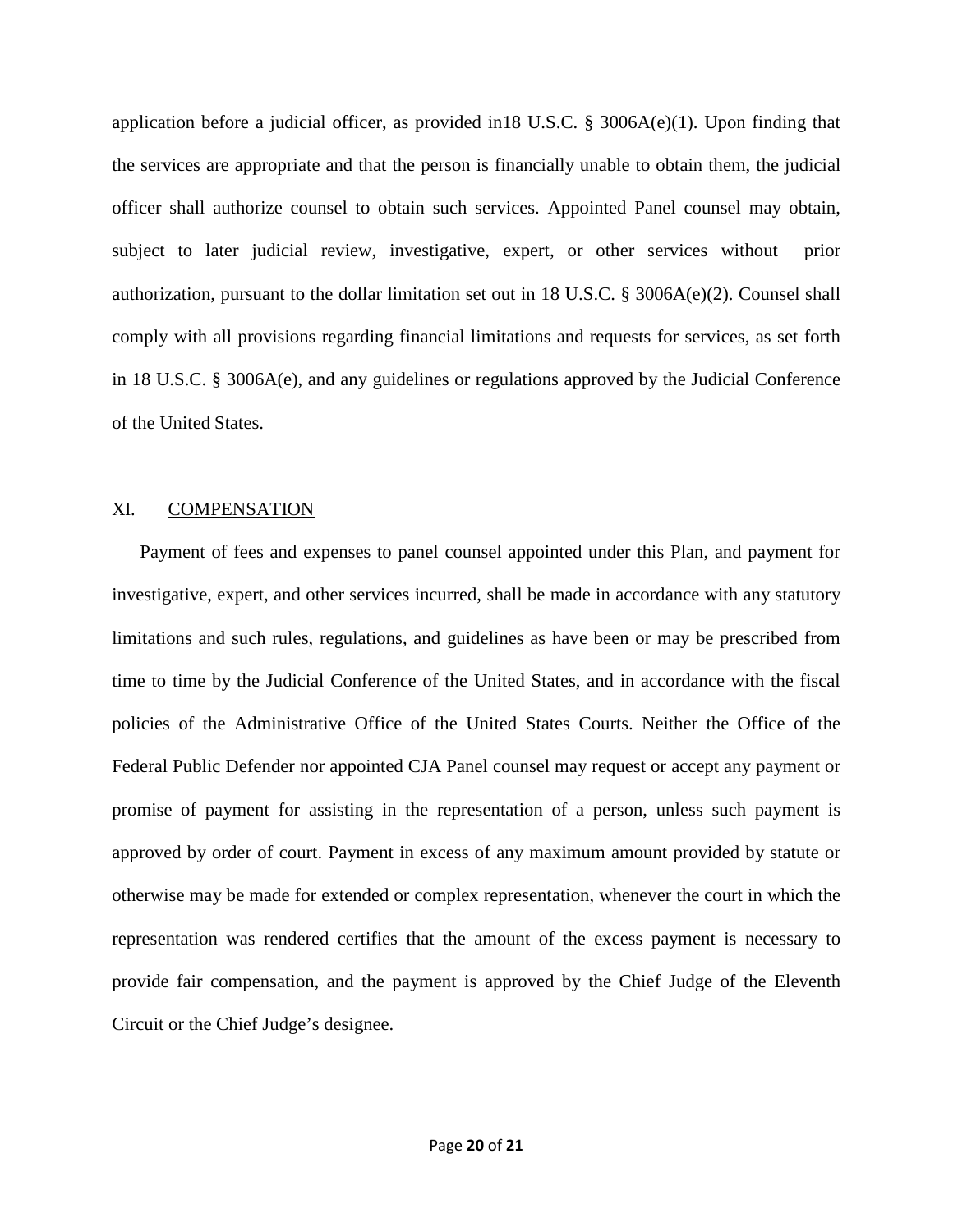application before a judicial officer, as provided in18 U.S.C. § 3006A(e)(1). Upon finding that the services are appropriate and that the person is financially unable to obtain them, the judicial officer shall authorize counsel to obtain such services. Appointed Panel counsel may obtain, subject to later judicial review, investigative, expert, or other services without prior authorization, pursuant to the dollar limitation set out in 18 U.S.C. § 3006A(e)(2). Counsel shall comply with all provisions regarding financial limitations and requests for services, as set forth in 18 U.S.C. § 3006A(e), and any guidelines or regulations approved by the Judicial Conference of the United States.

## XI. <u>COMPENSATION</u>

Payment of fees and expenses to panel counsel appointed under this Plan, and payment for investigative, expert, and other services incurred, shall be made in accordance with any statutory limitations and such rules, regulations, and guidelines as have been or may be prescribed from time to time by the Judicial Conference of the United States, and in accordance with the fiscal policies of the Administrative Office of the United States Courts. Neither the Office of the Federal Public Defender nor appointed CJA Panel counsel may request or accept any payment or promise of payment for assisting in the representation of a person, unless such payment is approved by order of court. Payment in excess of any maximum amount provided by statute or otherwise may be made for extended or complex representation, whenever the court in which the representation was rendered certifies that the amount of the excess payment is necessary to provide fair compensation, and the payment is approved by the Chief Judge of the Eleventh Circuit or the Chief Judge's designee.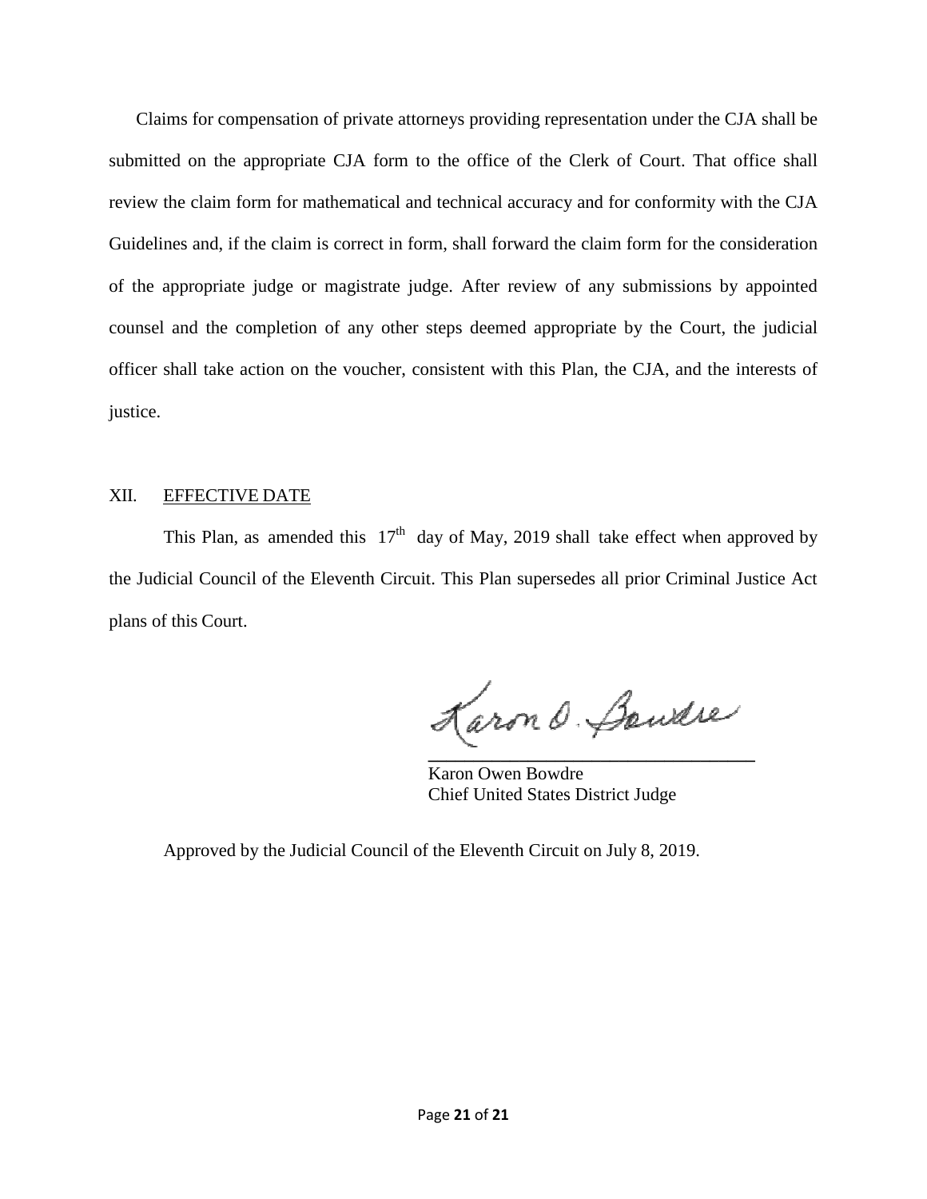Claims for compensation of private attorneys providing representation under the CJA shall be submitted on the appropriate CJA form to the office of the Clerk of Court. That office shall review the claim form for mathematical and technical accuracy and for conformity with the CJA Guidelines and, if the claim is correct in form, shall forward the claim form for the consideration of the appropriate judge or magistrate judge. After review of any submissions by appointed counsel and the completion of any other steps deemed appropriate by the Court, the judicial officer shall take action on the voucher, consistent with this Plan, the CJA, and the interests of justice.

## XII. EFFECTIVE DATE

This Plan, as amended this 17th day of May, 2019 shall take effect when approved by the Judicial Council of the Eleventh Circuit. This Plan supersedes all prior Criminal Justice Act plans of this Court.

Karon O. Bowdre

Karon Owen Bowdre
Chief United States District Judge

Approved by the Judicial Council of the Eleventh Circuit on July 8, 2019.